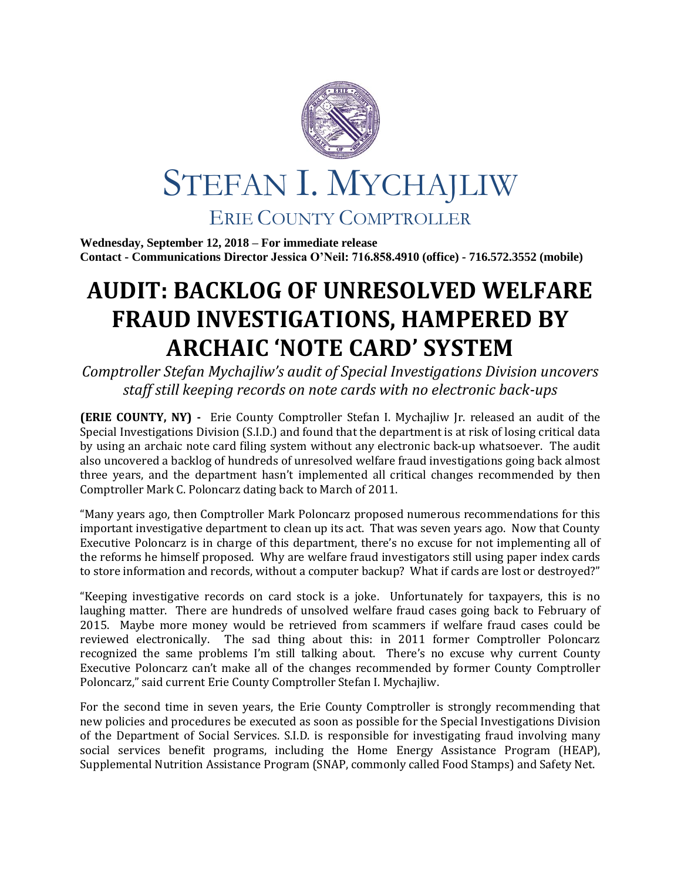# STEFAN I. MYCHAJLIW

## ERIE COUNTY COMPTROLLER

**Wednesday, September 12, 2018 – For immediate release**
**Contact - Communications Director Jessica O'Neil: 716.858.4910 (office) - 716.572.3552 (mobile)**

# AUDIT: BACKLOG OF UNRESOLVED WELFARE FRAUD INVESTIGATIONS, HAMPERED BY ARCHAIC 'NOTE CARD' SYSTEM

*Comptroller Stefan Mychajliw's audit of Special Investigations Division uncovers staff still keeping records on note cards with no electronic back-ups*

**(ERIE COUNTY, NY) -** Erie County Comptroller Stefan I. Mychajliw Jr. released an audit of the Special Investigations Division (S.I.D.) and found that the department is at risk of losing critical data by using an archaic note card filing system without any electronic back-up whatsoever. The audit also uncovered a backlog of hundreds of unresolved welfare fraud investigations going back almost three years, and the department hasn't implemented all critical changes recommended by then Comptroller Mark C. Poloncarz dating back to March of 2011.

"Many years ago, then Comptroller Mark Poloncarz proposed numerous recommendations for this important investigative department to clean up its act. That was seven years ago. Now that County Executive Poloncarz is in charge of this department, there's no excuse for not implementing all of the reforms he himself proposed. Why are welfare fraud investigators still using paper index cards to store information and records, without a computer backup? What if cards are lost or destroyed?"

"Keeping investigative records on card stock is a joke. Unfortunately for taxpayers, this is no laughing matter. There are hundreds of unsolved welfare fraud cases going back to February of 2015. Maybe more money would be retrieved from scammers if welfare fraud cases could be reviewed electronically. The sad thing about this: in 2011 former Comptroller Poloncarz recognized the same problems I'm still talking about. There's no excuse why current County Executive Poloncarz can't make all of the changes recommended by former County Comptroller Poloncarz," said current Erie County Comptroller Stefan I. Mychajliw.

For the second time in seven years, the Erie County Comptroller is strongly recommending that new policies and procedures be executed as soon as possible for the Special Investigations Division of the Department of Social Services. S.I.D. is responsible for investigating fraud involving many social services benefit programs, including the Home Energy Assistance Program (HEAP), Supplemental Nutrition Assistance Program (SNAP, commonly called Food Stamps) and Safety Net.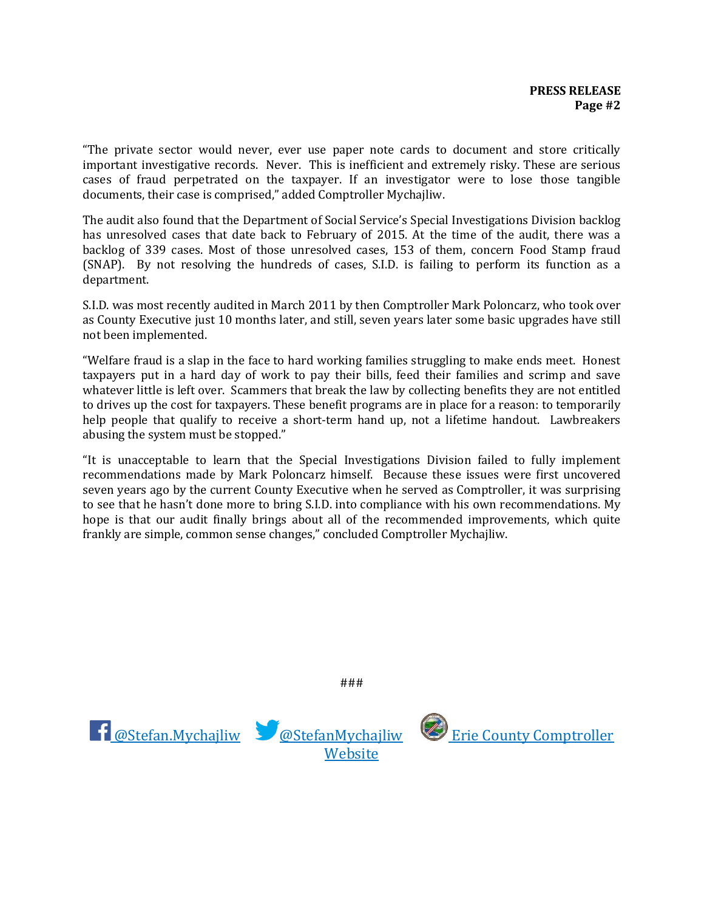"The private sector would never, ever use paper note cards to document and store critically important investigative records. Never. This is inefficient and extremely risky. These are serious cases of fraud perpetrated on the taxpayer. If an investigator were to lose those tangible documents, their case is comprised," added Comptroller Mychajliw.

The audit also found that the Department of Social Service's Special Investigations Division backlog has unresolved cases that date back to February of 2015. At the time of the audit, there was a backlog of 339 cases. Most of those unresolved cases, 153 of them, concern Food Stamp fraud (SNAP). By not resolving the hundreds of cases, S.I.D. is failing to perform its function as a department.

S.I.D. was most recently audited in March 2011 by then Comptroller Mark Poloncarz, who took over as County Executive just 10 months later, and still, seven years later some basic upgrades have still not been implemented.

"Welfare fraud is a slap in the face to hard working families struggling to make ends meet. Honest taxpayers put in a hard day of work to pay their bills, feed their families and scrimp and save whatever little is left over. Scammers that break the law by collecting benefits they are not entitled to drives up the cost for taxpayers. These benefit programs are in place for a reason: to temporarily help people that qualify to receive a short-term hand up, not a lifetime handout. Lawbreakers abusing the system must be stopped."

"It is unacceptable to learn that the Special Investigations Division failed to fully implement recommendations made by Mark Poloncarz himself. Because these issues were first uncovered seven years ago by the current County Executive when he served as Comptroller, it was surprising to see that he hasn't done more to bring S.I.D. into compliance with his own recommendations. My hope is that our audit finally brings about all of the recommended improvements, which quite frankly are simple, common sense changes," concluded Comptroller Mychajliw.

###

@Stefan.Mychajliw @StefanMychajliw Erie County Comptroller Website